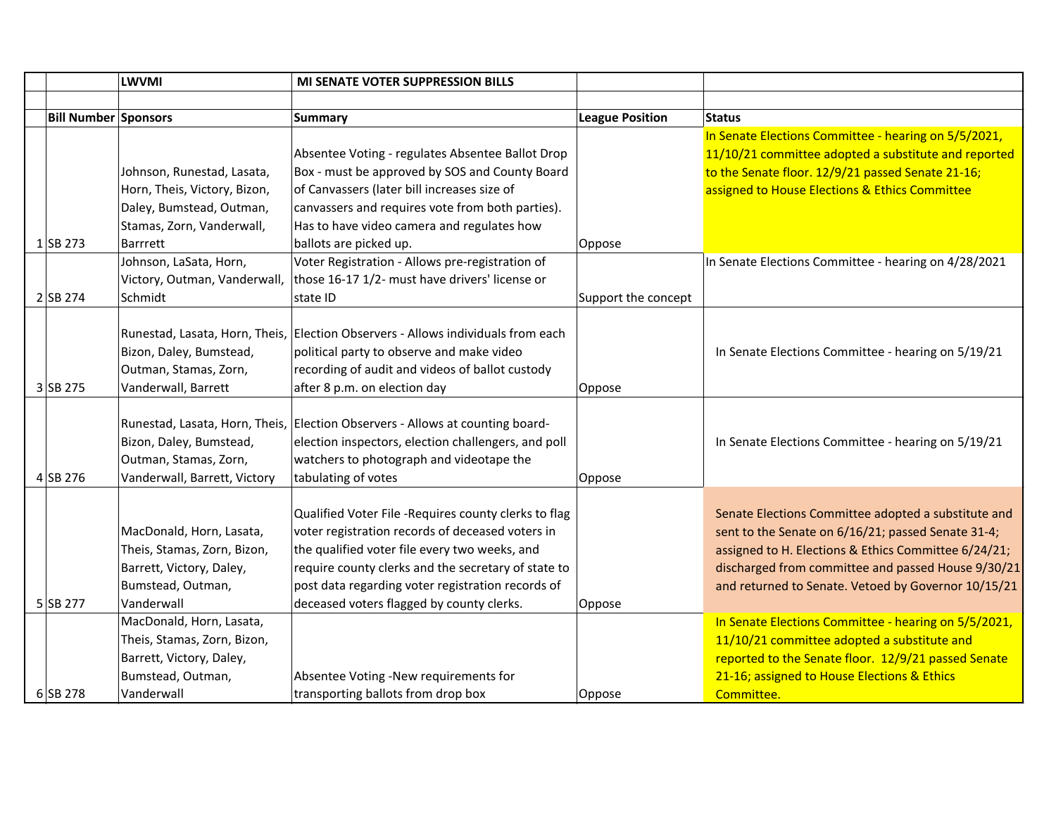| | | LWVMI | MI SENATE VOTER SUPPRESSION BILLS | | |
|---|---|---|---|---|---|
| | | | | | |
| | Bill Number | Sponsors | Summary | League Position | Status |
| 1 | SB 273 | Johnson, Runestad, Lasata, Horn, Theis, Victory, Bizon, Daley, Bumstead, Outman, Stamas, Zorn, Vanderwall, Barrrett | Absentee Voting - regulates Absentee Ballot Drop Box - must be approved by SOS and County Board of Canvassers (later bill increases size of canvassers and requires vote from both parties). Has to have video camera and regulates how ballots are picked up. | Oppose | In Senate Elections Committee - hearing on 5/5/2021, 11/10/21 committee adopted a substitute and reported to the Senate floor. 12/9/21 passed Senate 21-16; assigned to House Elections & Ethics Committee |
| 2 | SB 274 | Johnson, LaSata, Horn, Victory, Outman, Vanderwall, Schmidt | Voter Registration - Allows pre-registration of those 16-17 1/2- must have drivers' license or state ID | Support the concept | In Senate Elections Committee - hearing on 4/28/2021 |
| 3 | SB 275 | Runestad, Lasata, Horn, Theis, Bizon, Daley, Bumstead, Outman, Stamas, Zorn, Vanderwall, Barrett | Election Observers - Allows individuals from each political party to observe and make video recording of audit and videos of ballot custody after 8 p.m. on election day | Oppose | In Senate Elections Committee - hearing on 5/19/21 |
| 4 | SB 276 | Runestad, Lasata, Horn, Theis, Bizon, Daley, Bumstead, Outman, Stamas, Zorn, Vanderwall, Barrett, Victory | Election Observers - Allows at counting board-election inspectors, election challengers, and poll watchers to photograph and videotape the tabulating of votes | Oppose | In Senate Elections Committee - hearing on 5/19/21 |
| 5 | SB 277 | MacDonald, Horn, Lasata, Theis, Stamas, Zorn, Bizon, Barrett, Victory, Daley, Bumstead, Outman, Vanderwall | Qualified Voter File -Requires county clerks to flag voter registration records of deceased voters in the qualified voter file every two weeks, and require county clerks and the secretary of state to post data regarding voter registration records of deceased voters flagged by county clerks. | Oppose | Senate Elections Committee adopted a substitute and sent to the Senate on 6/16/21; passed Senate 31-4; assigned to H. Elections & Ethics Committee 6/24/21; discharged from committee and passed House 9/30/21 and returned to Senate. Vetoed by Governor 10/15/21 |
| 6 | SB 278 | MacDonald, Horn, Lasata, Theis, Stamas, Zorn, Bizon, Barrett, Victory, Daley, Bumstead, Outman, Vanderwall | Absentee Voting -New requirements for transporting ballots from drop box | Oppose | In Senate Elections Committee - hearing on 5/5/2021, 11/10/21 committee adopted a substitute and reported to the Senate floor. 12/9/21 passed Senate 21-16; assigned to House Elections & Ethics Committee. |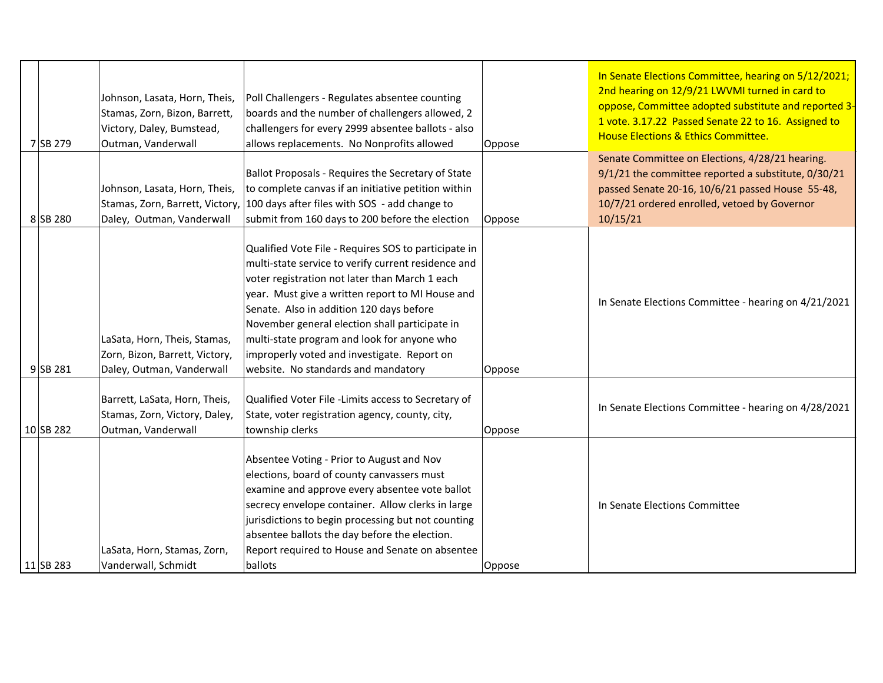| | | | | | |
|---|---|---|---|---|---|
| 7 | SB 279 | Johnson, Lasata, Horn, Theis, Stamas, Zorn, Bizon, Barrett, Victory, Daley, Bumstead, Outman, Vanderwall | Poll Challengers - Regulates absentee counting boards and the number of challengers allowed, 2 challengers for every 2999 absentee ballots - also allows replacements. No Nonprofits allowed | Oppose | In Senate Elections Committee, hearing on 5/12/2021; 2nd hearing on 12/9/21 LWVMI turned in card to oppose, Committee adopted substitute and reported 3-1 vote. 3.17.22 Passed Senate 22 to 16. Assigned to House Elections & Ethics Committee. |
| 8 | SB 280 | Johnson, Lasata, Horn, Theis, Stamas, Zorn, Barrett, Victory, Daley, Outman, Vanderwall | Ballot Proposals - Requires the Secretary of State to complete canvas if an initiative petition within 100 days after files with SOS - add change to submit from 160 days to 200 before the election | Oppose | Senate Committee on Elections, 4/28/21 hearing. 9/1/21 the committee reported a substitute, 0/30/21 passed Senate 20-16, 10/6/21 passed House 55-48, 10/7/21 ordered enrolled, vetoed by Governor 10/15/21 |
| 9 | SB 281 | LaSata, Horn, Theis, Stamas, Zorn, Bizon, Barrett, Victory, Daley, Outman, Vanderwall | Qualified Vote File - Requires SOS to participate in multi-state service to verify current residence and voter registration not later than March 1 each year. Must give a written report to MI House and Senate. Also in addition 120 days before November general election shall participate in multi-state program and look for anyone who improperly voted and investigate. Report on website. No standards and mandatory | Oppose | In Senate Elections Committee - hearing on 4/21/2021 |
| 10 | SB 282 | Barrett, LaSata, Horn, Theis, Stamas, Zorn, Victory, Daley, Outman, Vanderwall | Qualified Voter File -Limits access to Secretary of State, voter registration agency, county, city, township clerks | Oppose | In Senate Elections Committee - hearing on 4/28/2021 |
| 11 | SB 283 | LaSata, Horn, Stamas, Zorn, Vanderwall, Schmidt | Absentee Voting - Prior to August and Nov elections, board of county canvassers must examine and approve every absentee vote ballot secrecy envelope container. Allow clerks in large jurisdictions to begin processing but not counting absentee ballots the day before the election. Report required to House and Senate on absentee ballots | Oppose | In Senate Elections Committee |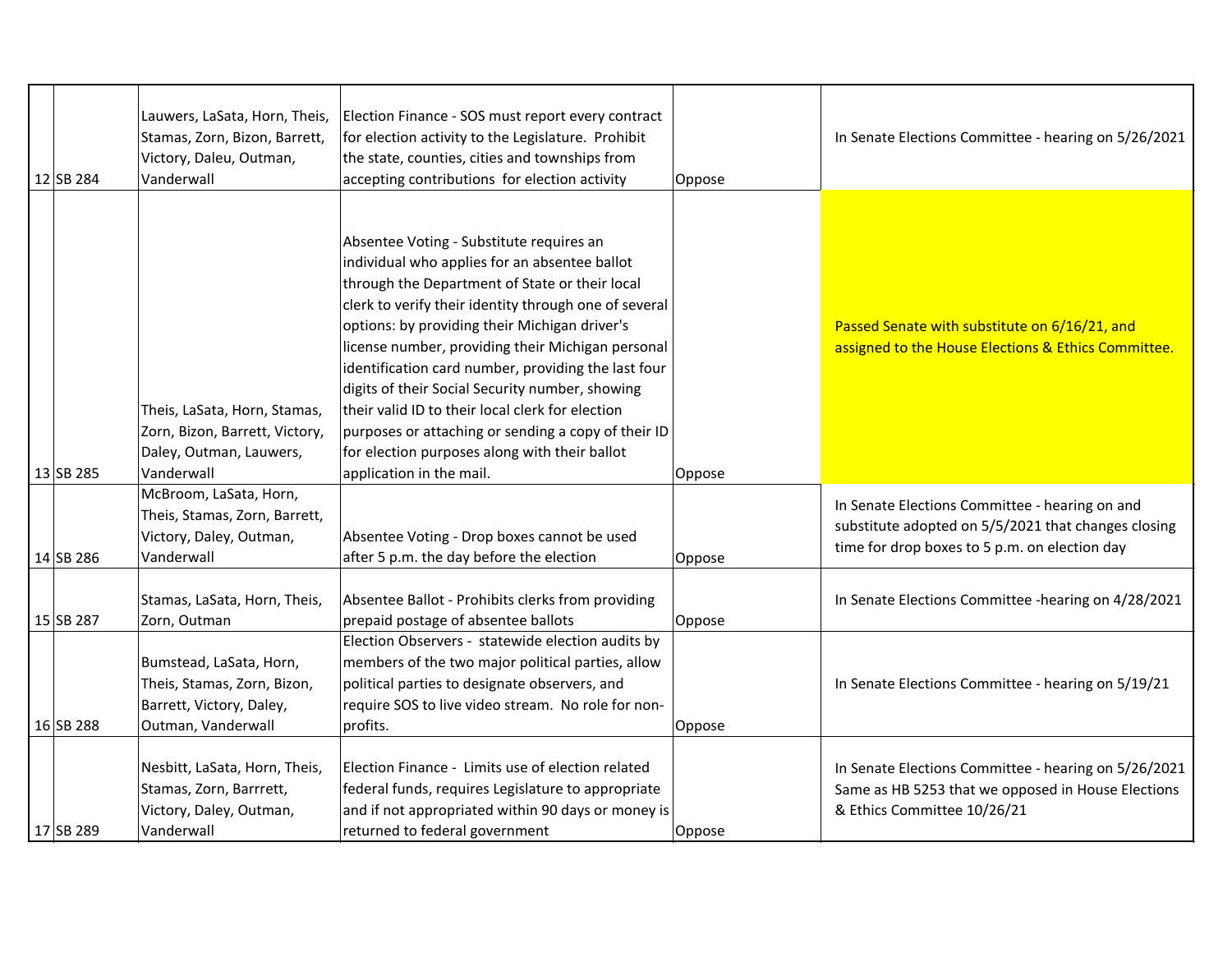| | | | | | |
|---|---|---|---|---|---|
| 12 | SB 284 | Lauwers, LaSata, Horn, Theis, Stamas, Zorn, Bizon, Barrett, Victory, Daleu, Outman, Vanderwall | Election Finance - SOS must report every contract for election activity to the Legislature. Prohibit the state, counties, cities and townships from accepting contributions for election activity | Oppose | In Senate Elections Committee - hearing on 5/26/2021 |
| 13 | SB 285 | Theis, LaSata, Horn, Stamas, Zorn, Bizon, Barrett, Victory, Daley, Outman, Lauwers, Vanderwall | Absentee Voting - Substitute requires an individual who applies for an absentee ballot through the Department of State or their local clerk to verify their identity through one of several options: by providing their Michigan driver's license number, providing their Michigan personal identification card number, providing the last four digits of their Social Security number, showing their valid ID to their local clerk for election purposes or attaching or sending a copy of their ID for election purposes along with their ballot application in the mail. | Oppose | Passed Senate with substitute on 6/16/21, and assigned to the House Elections & Ethics Committee. |
| 14 | SB 286 | McBroom, LaSata, Horn, Theis, Stamas, Zorn, Barrett, Victory, Daley, Outman, Vanderwall | Absentee Voting - Drop boxes cannot be used after 5 p.m. the day before the election | Oppose | In Senate Elections Committee - hearing on and substitute adopted on 5/5/2021 that changes closing time for drop boxes to 5 p.m. on election day |
| 15 | SB 287 | Stamas, LaSata, Horn, Theis, Zorn, Outman | Absentee Ballot - Prohibits clerks from providing prepaid postage of absentee ballots | Oppose | In Senate Elections Committee -hearing on 4/28/2021 |
| 16 | SB 288 | Bumstead, LaSata, Horn, Theis, Stamas, Zorn, Bizon, Barrett, Victory, Daley, Outman, Vanderwall | Election Observers - statewide election audits by members of the two major political parties, allow political parties to designate observers, and require SOS to live video stream. No role for non-profits. | Oppose | In Senate Elections Committee - hearing on 5/19/21 |
| 17 | SB 289 | Nesbitt, LaSata, Horn, Theis, Stamas, Zorn, Barrrett, Victory, Daley, Outman, Vanderwall | Election Finance - Limits use of election related federal funds, requires Legislature to appropriate and if not appropriated within 90 days or money is returned to federal government | Oppose | In Senate Elections Committee - hearing on 5/26/2021 Same as HB 5253 that we opposed in House Elections & Ethics Committee 10/26/21 |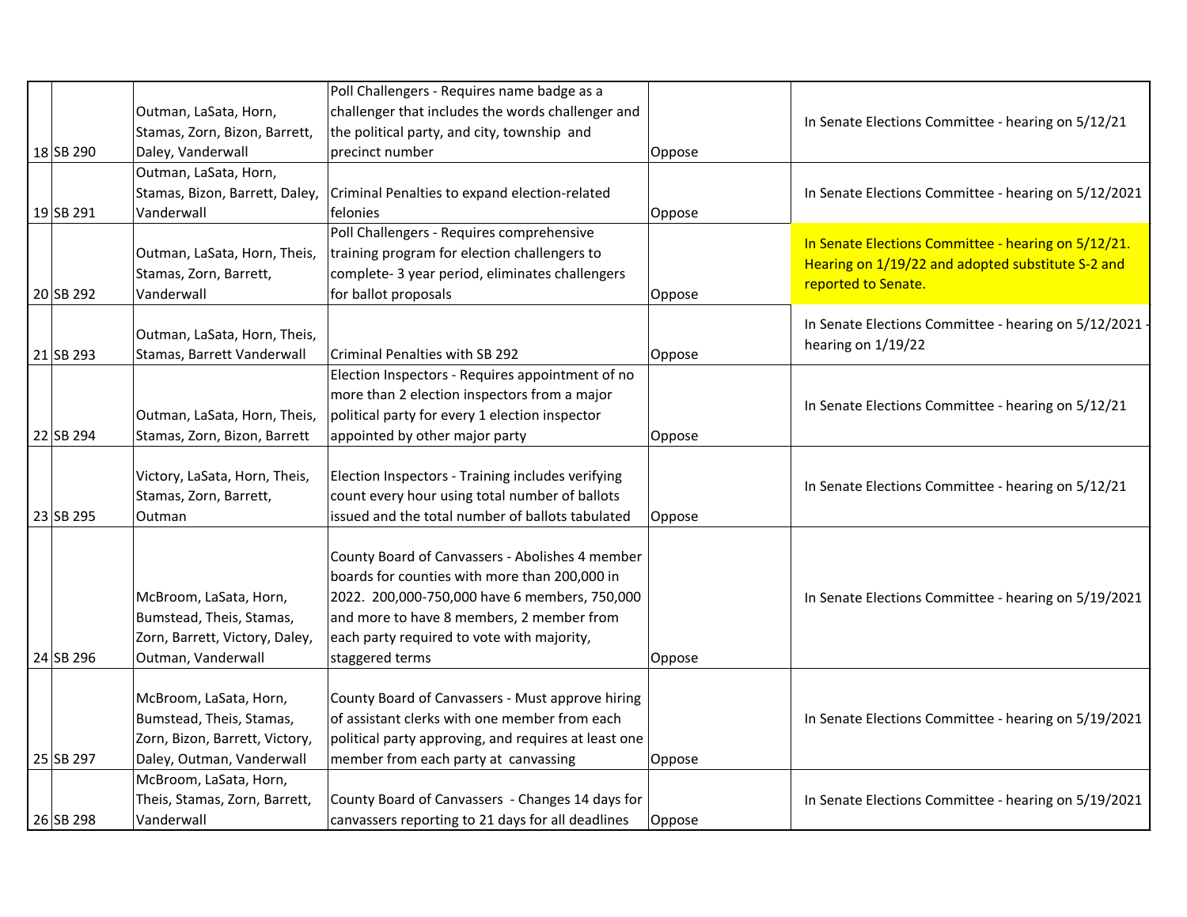|  |  |  |  |  |
|---|---|---|---|---|
| 18 | SB 290 | Outman, LaSata, Horn, Stamas, Zorn, Bizon, Barrett, Daley, Vanderwall | Poll Challengers - Requires name badge as a challenger that includes the words challenger and the political party, and city, township and precinct number | Oppose | In Senate Elections Committee - hearing on 5/12/21 |
| 19 | SB 291 | Outman, LaSata, Horn, Stamas, Bizon, Barrett, Daley, Vanderwall | Criminal Penalties to expand election-related felonies | Oppose | In Senate Elections Committee - hearing on 5/12/2021 |
| 20 | SB 292 | Outman, LaSata, Horn, Theis, Stamas, Zorn, Barrett, Vanderwall | Poll Challengers - Requires comprehensive training program for election challengers to complete- 3 year period, eliminates challengers for ballot proposals | Oppose | In Senate Elections Committee - hearing on 5/12/21. Hearing on 1/19/22 and adopted substitute S-2 and reported to Senate. |
| 21 | SB 293 | Outman, LaSata, Horn, Theis, Stamas, Barrett Vanderwall | Criminal Penalties with SB 292 | Oppose | In Senate Elections Committee - hearing on 5/12/2021 - hearing on 1/19/22 |
| 22 | SB 294 | Outman, LaSata, Horn, Theis, Stamas, Zorn, Bizon, Barrett | Election Inspectors - Requires appointment of no more than 2 election inspectors from a major political party for every 1 election inspector appointed by other major party | Oppose | In Senate Elections Committee - hearing on 5/12/21 |
| 23 | SB 295 | Victory, LaSata, Horn, Theis, Stamas, Zorn, Barrett, Outman | Election Inspectors - Training includes verifying count every hour using total number of ballots issued and the total number of ballots tabulated | Oppose | In Senate Elections Committee - hearing on 5/12/21 |
| 24 | SB 296 | McBroom, LaSata, Horn, Bumstead, Theis, Stamas, Zorn, Barrett, Victory, Daley, Outman, Vanderwall | County Board of Canvassers - Abolishes 4 member boards for counties with more than 200,000 in 2022. 200,000-750,000 have 6 members, 750,000 and more to have 8 members, 2 member from each party required to vote with majority, staggered terms | Oppose | In Senate Elections Committee - hearing on 5/19/2021 |
| 25 | SB 297 | McBroom, LaSata, Horn, Bumstead, Theis, Stamas, Zorn, Bizon, Barrett, Victory, Daley, Outman, Vanderwall | County Board of Canvassers - Must approve hiring of assistant clerks with one member from each political party approving, and requires at least one member from each party at canvassing | Oppose | In Senate Elections Committee - hearing on 5/19/2021 |
| 26 | SB 298 | McBroom, LaSata, Horn, Theis, Stamas, Zorn, Barrett, Vanderwall | County Board of Canvassers - Changes 14 days for canvassers reporting to 21 days for all deadlines | Oppose | In Senate Elections Committee - hearing on 5/19/2021 |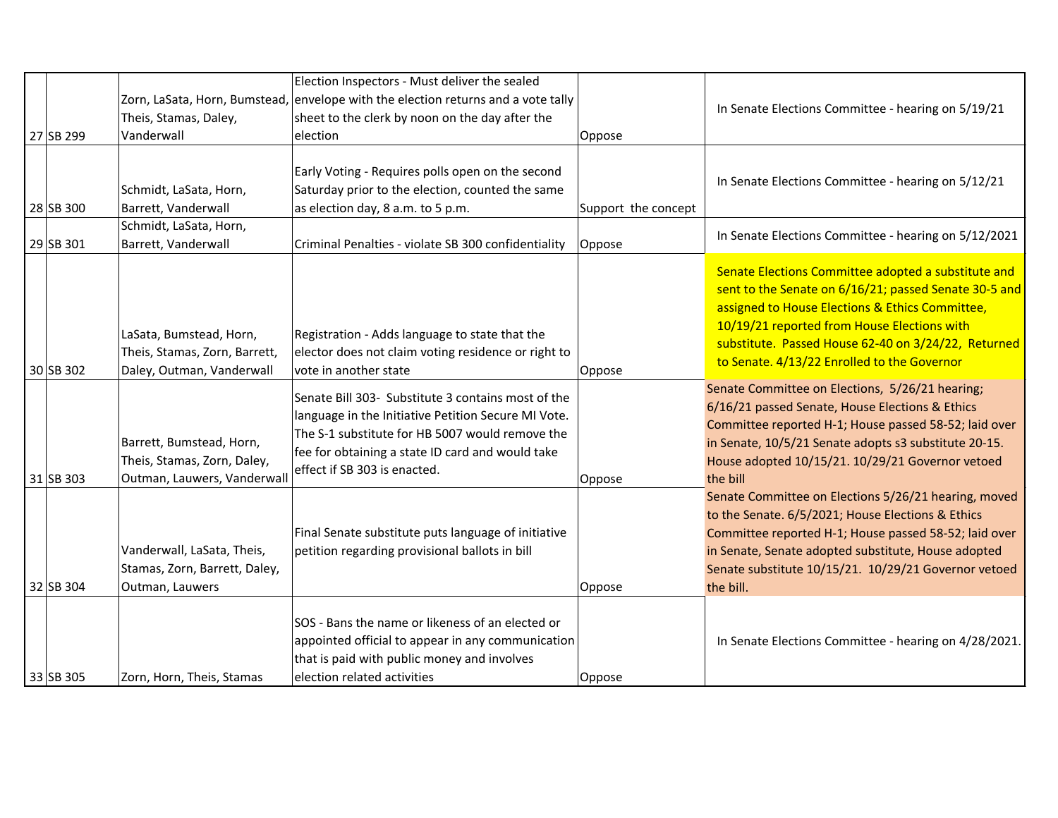| | | | | | |
|---|---|---|---|---|---|
| 27 | SB 299 | Zorn, LaSata, Horn, Bumstead, Theis, Stamas, Daley, Vanderwall | Election Inspectors - Must deliver the sealed envelope with the election returns and a vote tally sheet to the clerk by noon on the day after the election | Oppose | In Senate Elections Committee - hearing on 5/19/21 |
| 28 | SB 300 | Schmidt, LaSata, Horn, Barrett, Vanderwall | Early Voting - Requires polls open on the second Saturday prior to the election, counted the same as election day, 8 a.m. to 5 p.m. | Support the concept | In Senate Elections Committee - hearing on 5/12/21 |
| 29 | SB 301 | Schmidt, LaSata, Horn, Barrett, Vanderwall | Criminal Penalties - violate SB 300 confidentiality | Oppose | In Senate Elections Committee - hearing on 5/12/2021 |
| 30 | SB 302 | LaSata, Bumstead, Horn, Theis, Stamas, Zorn, Barrett, Daley, Outman, Vanderwall | Registration - Adds language to state that the elector does not claim voting residence or right to vote in another state | Oppose | Senate Elections Committee adopted a substitute and sent to the Senate on 6/16/21; passed Senate 30-5 and assigned to House Elections & Ethics Committee, 10/19/21 reported from House Elections with substitute. Passed House 62-40 on 3/24/22, Returned to Senate. 4/13/22 Enrolled to the Governor |
| 31 | SB 303 | Barrett, Bumstead, Horn, Theis, Stamas, Zorn, Daley, Outman, Lauwers, Vanderwall | Senate Bill 303- Substitute 3 contains most of the language in the Initiative Petition Secure MI Vote. The S-1 substitute for HB 5007 would remove the fee for obtaining a state ID card and would take effect if SB 303 is enacted. | Oppose | Senate Committee on Elections, 5/26/21 hearing; 6/16/21 passed Senate, House Elections & Ethics Committee reported H-1; House passed 58-52; laid over in Senate, 10/5/21 Senate adopts s3 substitute 20-15. House adopted 10/15/21. 10/29/21 Governor vetoed the bill |
| 32 | SB 304 | Vanderwall, LaSata, Theis, Stamas, Zorn, Barrett, Daley, Outman, Lauwers | Final Senate substitute puts language of initiative petition regarding provisional ballots in bill | Oppose | Senate Committee on Elections 5/26/21 hearing, moved to the Senate. 6/5/2021; House Elections & Ethics Committee reported H-1; House passed 58-52; laid over in Senate, Senate adopted substitute, House adopted Senate substitute 10/15/21. 10/29/21 Governor vetoed the bill. |
| 33 | SB 305 | Zorn, Horn, Theis, Stamas | SOS - Bans the name or likeness of an elected or appointed official to appear in any communication that is paid with public money and involves election related activities | Oppose | In Senate Elections Committee - hearing on 4/28/2021. |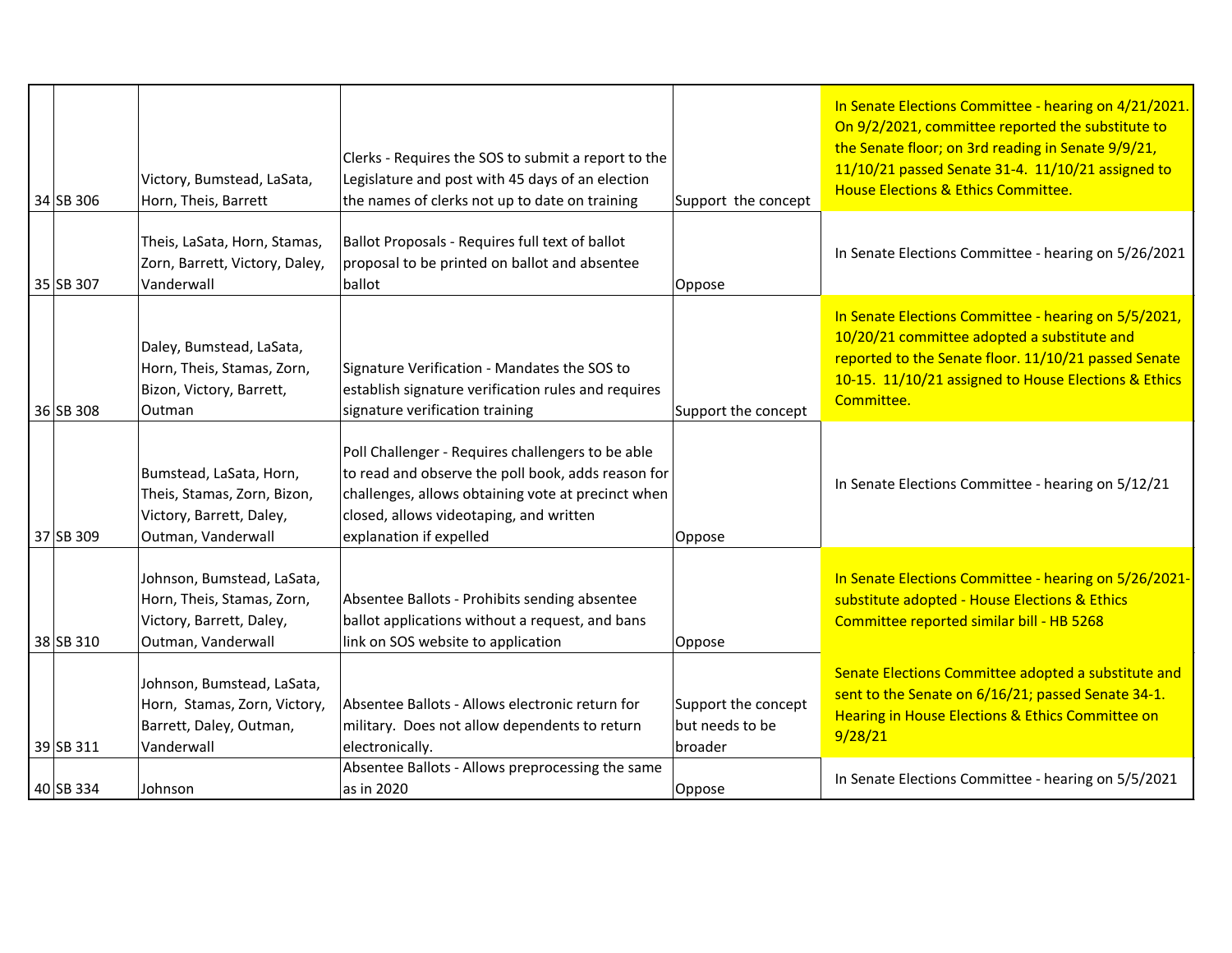| | | | | | |
|---|---|---|---|---|---|
| 34 | SB 306 | Victory, Bumstead, LaSata, Horn, Theis, Barrett | Clerks - Requires the SOS to submit a report to the Legislature and post with 45 days of an election the names of clerks not up to date on training | Support the concept | In Senate Elections Committee - hearing on 4/21/2021. On 9/2/2021, committee reported the substitute to the Senate floor; on 3rd reading in Senate 9/9/21, 11/10/21 passed Senate 31-4. 11/10/21 assigned to House Elections & Ethics Committee. |
| 35 | SB 307 | Theis, LaSata, Horn, Stamas, Zorn, Barrett, Victory, Daley, Vanderwall | Ballot Proposals - Requires full text of ballot proposal to be printed on ballot and absentee ballot | Oppose | In Senate Elections Committee - hearing on 5/26/2021 |
| 36 | SB 308 | Daley, Bumstead, LaSata, Horn, Theis, Stamas, Zorn, Bizon, Victory, Barrett, Outman | Signature Verification - Mandates the SOS to establish signature verification rules and requires signature verification training | Support the concept | In Senate Elections Committee - hearing on 5/5/2021, 10/20/21 committee adopted a substitute and reported to the Senate floor. 11/10/21 passed Senate 10-15. 11/10/21 assigned to House Elections & Ethics Committee. |
| 37 | SB 309 | Bumstead, LaSata, Horn, Theis, Stamas, Zorn, Bizon, Victory, Barrett, Daley, Outman, Vanderwall | Poll Challenger - Requires challengers to be able to read and observe the poll book, adds reason for challenges, allows obtaining vote at precinct when closed, allows videotaping, and written explanation if expelled | Oppose | In Senate Elections Committee - hearing on 5/12/21 |
| 38 | SB 310 | Johnson, Bumstead, LaSata, Horn, Theis, Stamas, Zorn, Victory, Barrett, Daley, Outman, Vanderwall | Absentee Ballots - Prohibits sending absentee ballot applications without a request, and bans link on SOS website to application | Oppose | In Senate Elections Committee - hearing on 5/26/2021- substitute adopted - House Elections & Ethics Committee reported similar bill - HB 5268 |
| 39 | SB 311 | Johnson, Bumstead, LaSata, Horn, Stamas, Zorn, Victory, Barrett, Daley, Outman, Vanderwall | Absentee Ballots - Allows electronic return for military. Does not allow dependents to return electronically. | Support the concept but needs to be broader | Senate Elections Committee adopted a substitute and sent to the Senate on 6/16/21; passed Senate 34-1. Hearing in House Elections & Ethics Committee on 9/28/21 |
| 40 | SB 334 | Johnson | Absentee Ballots - Allows preprocessing the same as in 2020 | Oppose | In Senate Elections Committee - hearing on 5/5/2021 |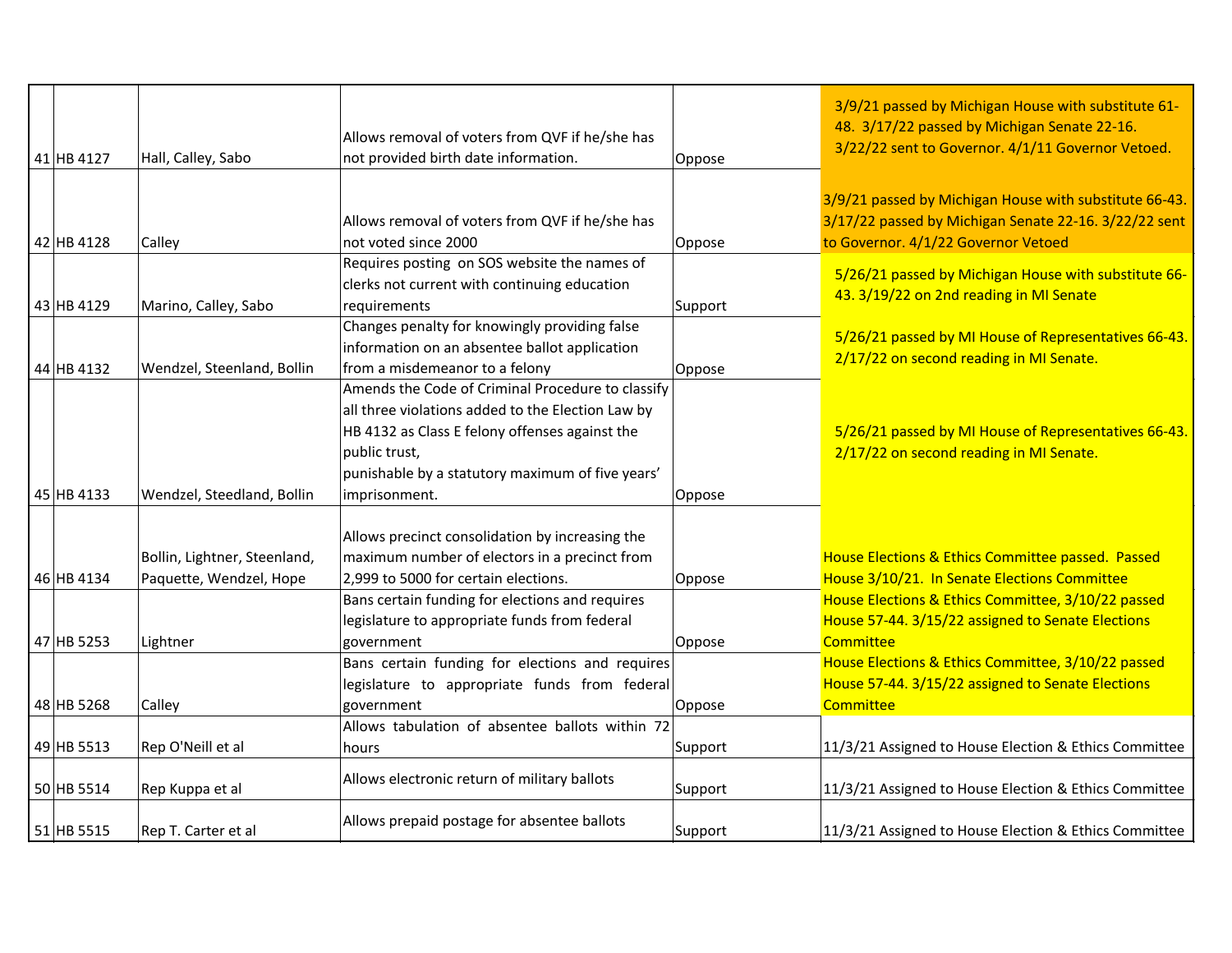| | | | | |
|---|---|---|---|---|
| 41 | HB 4127 | Hall, Calley, Sabo | Allows removal of voters from QVF if he/she has not provided birth date information. | Oppose | 3/9/21 passed by Michigan House with substitute 61-48. 3/17/22 passed by Michigan Senate 22-16. 3/22/22 sent to Governor. 4/1/11 Governor Vetoed. |
| 42 | HB 4128 | Calley | Allows removal of voters from QVF if he/she has not voted since 2000 | Oppose | 3/9/21 passed by Michigan House with substitute 66-43. 3/17/22 passed by Michigan Senate 22-16. 3/22/22 sent to Governor. 4/1/22 Governor Vetoed |
| 43 | HB 4129 | Marino, Calley, Sabo | Requires posting on SOS website the names of clerks not current with continuing education requirements | Support | 5/26/21 passed by Michigan House with substitute 66-43. 3/19/22 on 2nd reading in MI Senate |
| 44 | HB 4132 | Wendzel, Steenland, Bollin | Changes penalty for knowingly providing false information on an absentee ballot application from a misdemeanor to a felony | Oppose | 5/26/21 passed by MI House of Representatives 66-43. 2/17/22 on second reading in MI Senate. |
| 45 | HB 4133 | Wendzel, Steedland, Bollin | Amends the Code of Criminal Procedure to classify all three violations added to the Election Law by HB 4132 as Class E felony offenses against the public trust, punishable by a statutory maximum of five years' imprisonment. | Oppose | 5/26/21 passed by MI House of Representatives 66-43. 2/17/22 on second reading in MI Senate. |
| 46 | HB 4134 | Bollin, Lightner, Steenland, Paquette, Wendzel, Hope | Allows precinct consolidation by increasing the maximum number of electors in a precinct from 2,999 to 5000 for certain elections. | Oppose | House Elections & Ethics Committee passed. Passed House 3/10/21. In Senate Elections Committee |
| 47 | HB 5253 | Lightner | Bans certain funding for elections and requires legislature to appropriate funds from federal government | Oppose | House Elections & Ethics Committee, 3/10/22 passed House 57-44. 3/15/22 assigned to Senate Elections Committee |
| 48 | HB 5268 | Calley | Bans certain funding for elections and requires legislature to appropriate funds from federal government | Oppose | House Elections & Ethics Committee, 3/10/22 passed House 57-44. 3/15/22 assigned to Senate Elections Committee |
| 49 | HB 5513 | Rep O'Neill et al | Allows tabulation of absentee ballots within 72 hours | Support | 11/3/21 Assigned to House Election & Ethics Committee |
| 50 | HB 5514 | Rep Kuppa et al | Allows electronic return of military ballots | Support | 11/3/21 Assigned to House Election & Ethics Committee |
| 51 | HB 5515 | Rep T. Carter et al | Allows prepaid postage for absentee ballots | Support | 11/3/21 Assigned to House Election & Ethics Committee |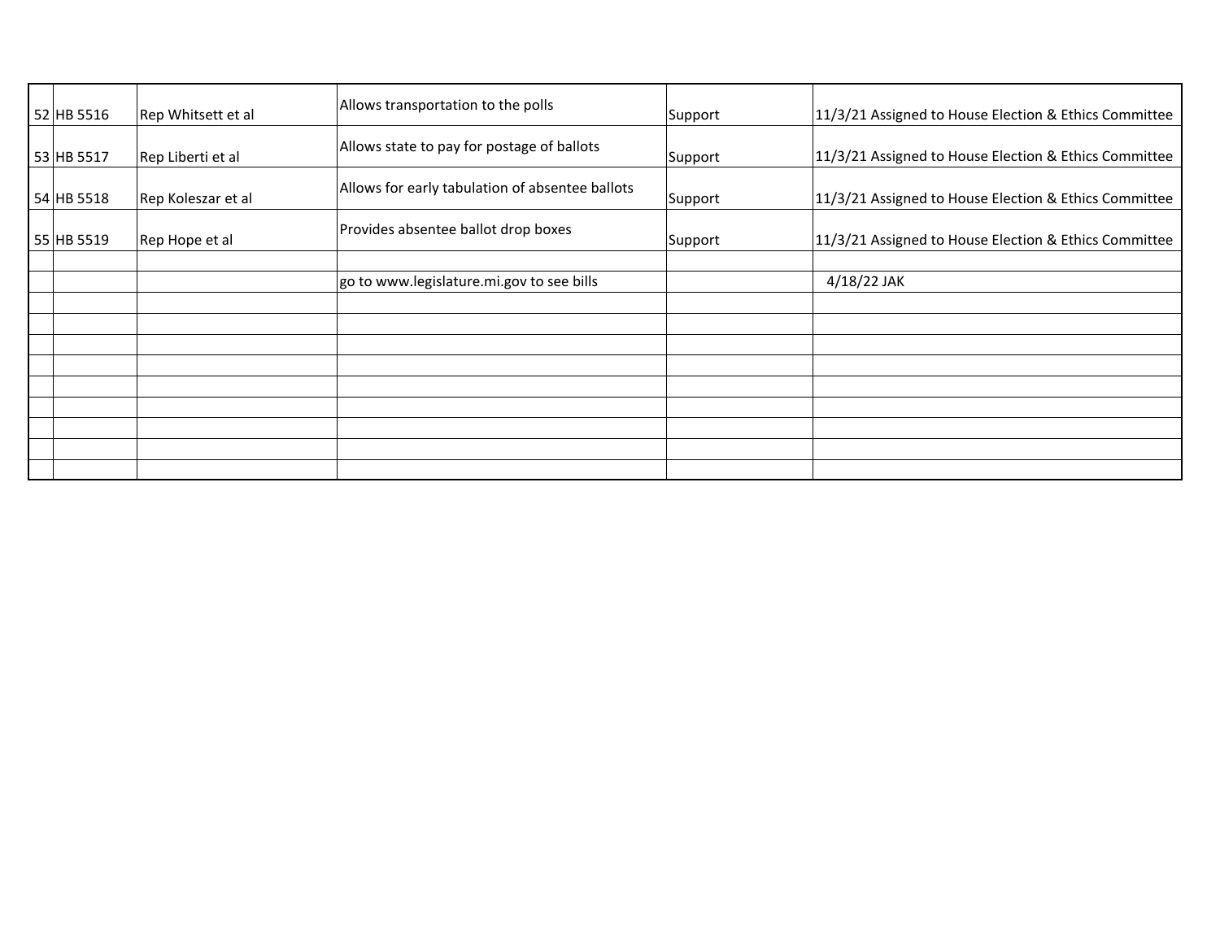| | | | | | |
|---|---|---|---|---|---|
| 52 | HB 5516 | Rep Whitsett et al | Allows transportation to the polls | Support | 11/3/21 Assigned to House Election & Ethics Committee |
| 53 | HB 5517 | Rep Liberti et al | Allows state to pay for postage of ballots | Support | 11/3/21 Assigned to House Election & Ethics Committee |
| 54 | HB 5518 | Rep Koleszar et al | Allows for early tabulation of absentee ballots | Support | 11/3/21 Assigned to House Election & Ethics Committee |
| 55 | HB 5519 | Rep Hope et al | Provides absentee ballot drop boxes | Support | 11/3/21 Assigned to House Election & Ethics Committee |
| | | | | | |
| | | | go to www.legislature.mi.gov to see bills | | 4/18/22 JAK |
| | | | | | |
| | | | | | |
| | | | | | |
| | | | | | |
| | | | | | |
| | | | | | |
| | | | | | |
| | | | | | |
| | | | | | |